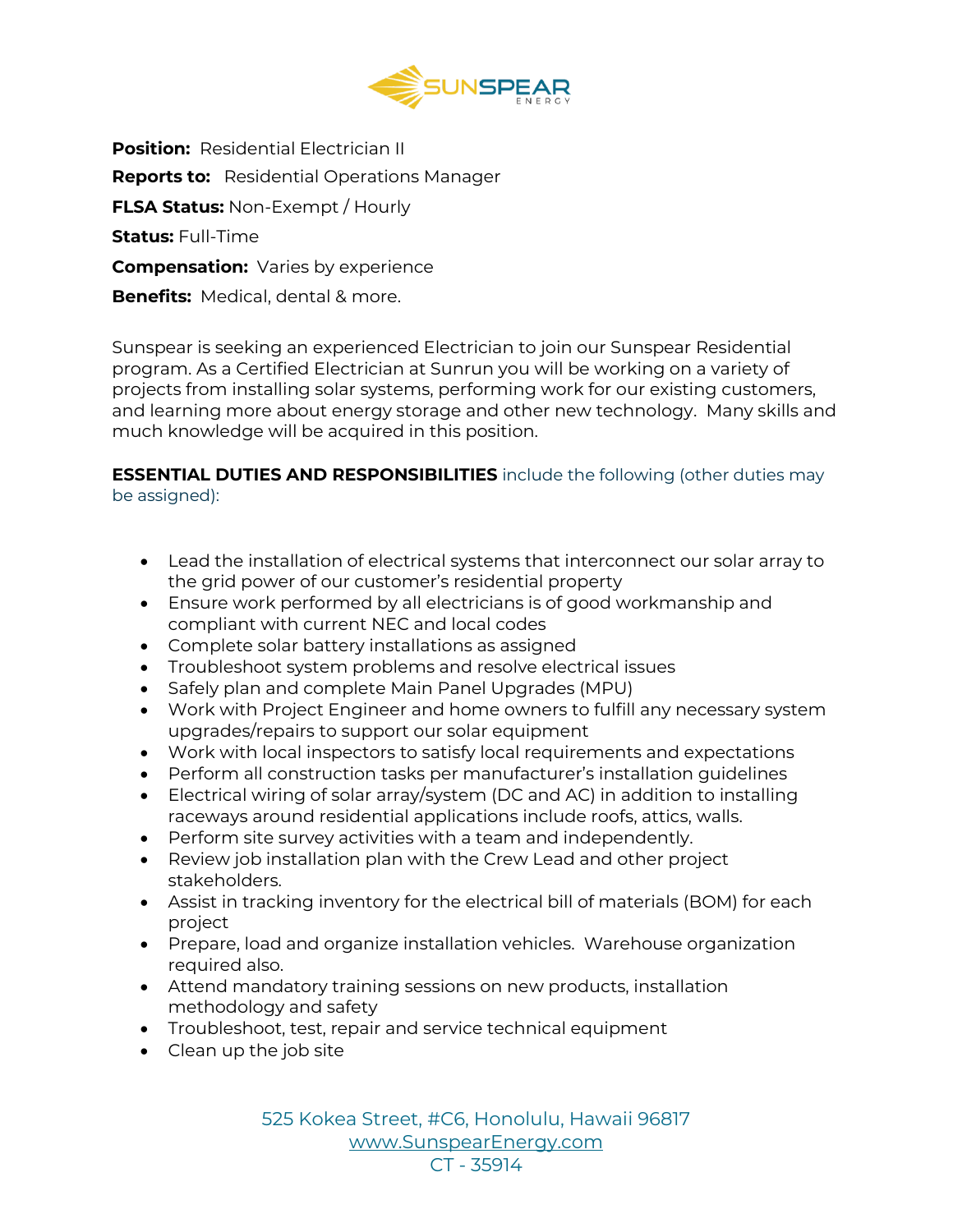**Position:** Residential Electrician II

**Reports to:** Residential Operations Manager

**FLSA Status:** Non-Exempt / Hourly

**Status:** Full-Time

**Compensation:** Varies by experience

**Benefits:** Medical, dental & more.

Sunspear is seeking an experienced Electrician to join our Sunspear Residential program. As a Certified Electrician at Sunrun you will be working on a variety of projects from installing solar systems, performing work for our existing customers, and learning more about energy storage and other new technology. Many skills and much knowledge will be acquired in this position.

**ESSENTIAL DUTIES AND RESPONSIBILITIES** include the following (other duties may be assigned):

- Lead the installation of electrical systems that interconnect our solar array to the grid power of our customer's residential property
- Ensure work performed by all electricians is of good workmanship and compliant with current NEC and local codes
- Complete solar battery installations as assigned
- Troubleshoot system problems and resolve electrical issues
- Safely plan and complete Main Panel Upgrades (MPU)
- Work with Project Engineer and home owners to fulfill any necessary system upgrades/repairs to support our solar equipment
- Work with local inspectors to satisfy local requirements and expectations
- Perform all construction tasks per manufacturer's installation guidelines
- Electrical wiring of solar array/system (DC and AC) in addition to installing raceways around residential applications include roofs, attics, walls.
- Perform site survey activities with a team and independently.
- Review job installation plan with the Crew Lead and other project stakeholders.
- Assist in tracking inventory for the electrical bill of materials (BOM) for each project
- Prepare, load and organize installation vehicles. Warehouse organization required also.
- Attend mandatory training sessions on new products, installation methodology and safety
- Troubleshoot, test, repair and service technical equipment
- Clean up the job site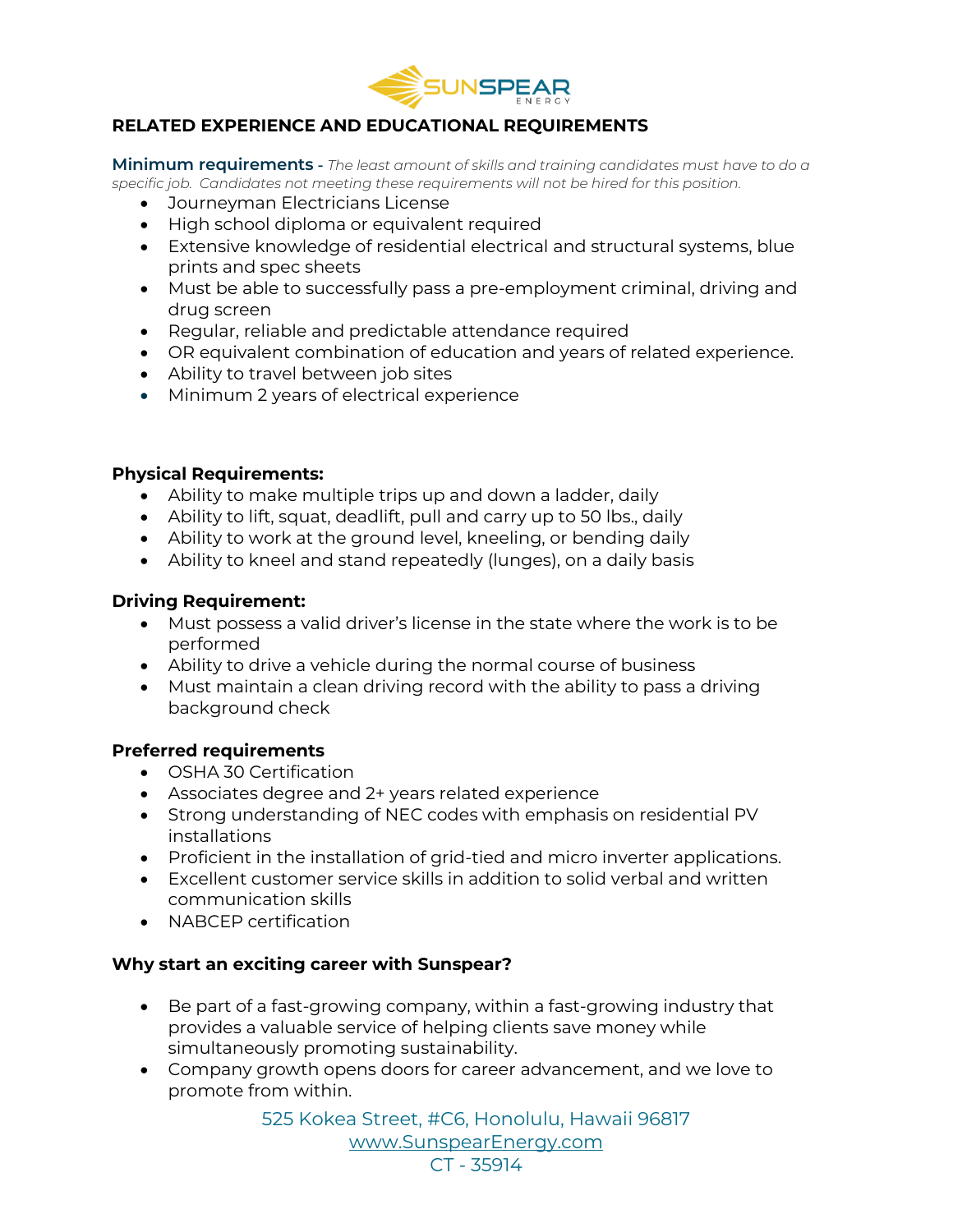## RELATED EXPERIENCE AND EDUCATIONAL REQUIREMENTS

**Minimum requirements** - *The least amount of skills and training candidates must have to do a specific job. Candidates not meeting these requirements will not be hired for this position.*

- Journeyman Electricians License
- High school diploma or equivalent required
- Extensive knowledge of residential electrical and structural systems, blue prints and spec sheets
- Must be able to successfully pass a pre-employment criminal, driving and drug screen
- Regular, reliable and predictable attendance required
- OR equivalent combination of education and years of related experience.
- Ability to travel between job sites
- Minimum 2 years of electrical experience

**Physical Requirements:**

- Ability to make multiple trips up and down a ladder, daily
- Ability to lift, squat, deadlift, pull and carry up to 50 lbs., daily
- Ability to work at the ground level, kneeling, or bending daily
- Ability to kneel and stand repeatedly (lunges), on a daily basis

**Driving Requirement:**

- Must possess a valid driver's license in the state where the work is to be performed
- Ability to drive a vehicle during the normal course of business
- Must maintain a clean driving record with the ability to pass a driving background check

**Preferred requirements**

- OSHA 30 Certification
- Associates degree and 2+ years related experience
- Strong understanding of NEC codes with emphasis on residential PV installations
- Proficient in the installation of grid-tied and micro inverter applications.
- Excellent customer service skills in addition to solid verbal and written communication skills
- NABCEP certification

**Why start an exciting career with Sunspear?**

- Be part of a fast-growing company, within a fast-growing industry that provides a valuable service of helping clients save money while simultaneously promoting sustainability.
- Company growth opens doors for career advancement, and we love to promote from within.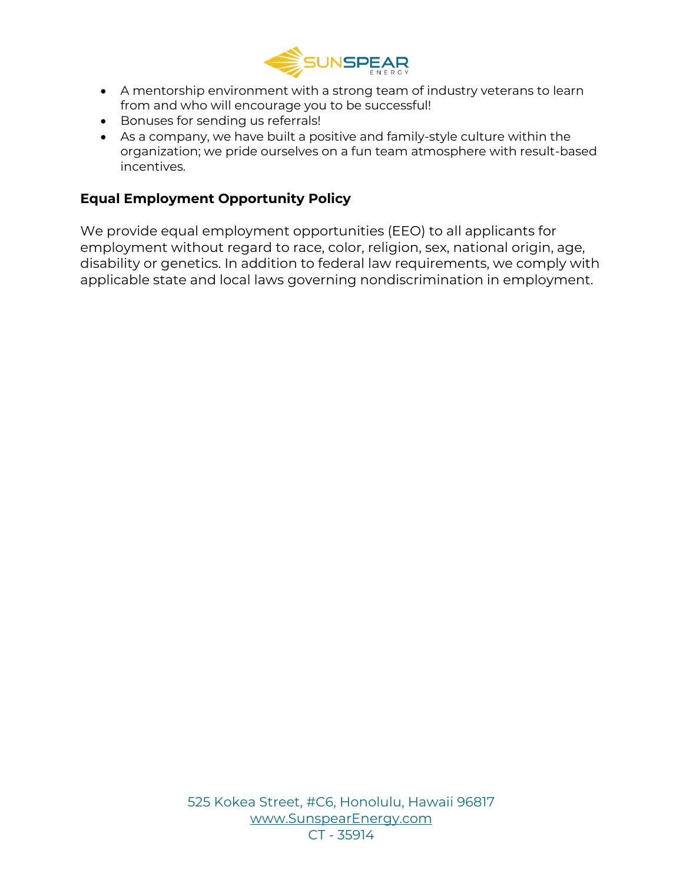- A mentorship environment with a strong team of industry veterans to learn from and who will encourage you to be successful!
- Bonuses for sending us referrals!
- As a company, we have built a positive and family-style culture within the organization; we pride ourselves on a fun team atmosphere with result-based incentives.

**Equal Employment Opportunity Policy**

We provide equal employment opportunities (EEO) to all applicants for employment without regard to race, color, religion, sex, national origin, age, disability or genetics. In addition to federal law requirements, we comply with applicable state and local laws governing nondiscrimination in employment.